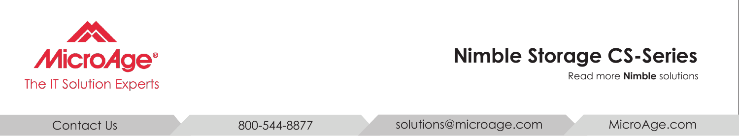MicroAge®

The IT Solution Experts

# Nimble Storage CS-Series

Read more **Nimble** solutions

Contact Us | 800-544-8877 | solutions@microage.com | MicroAge.com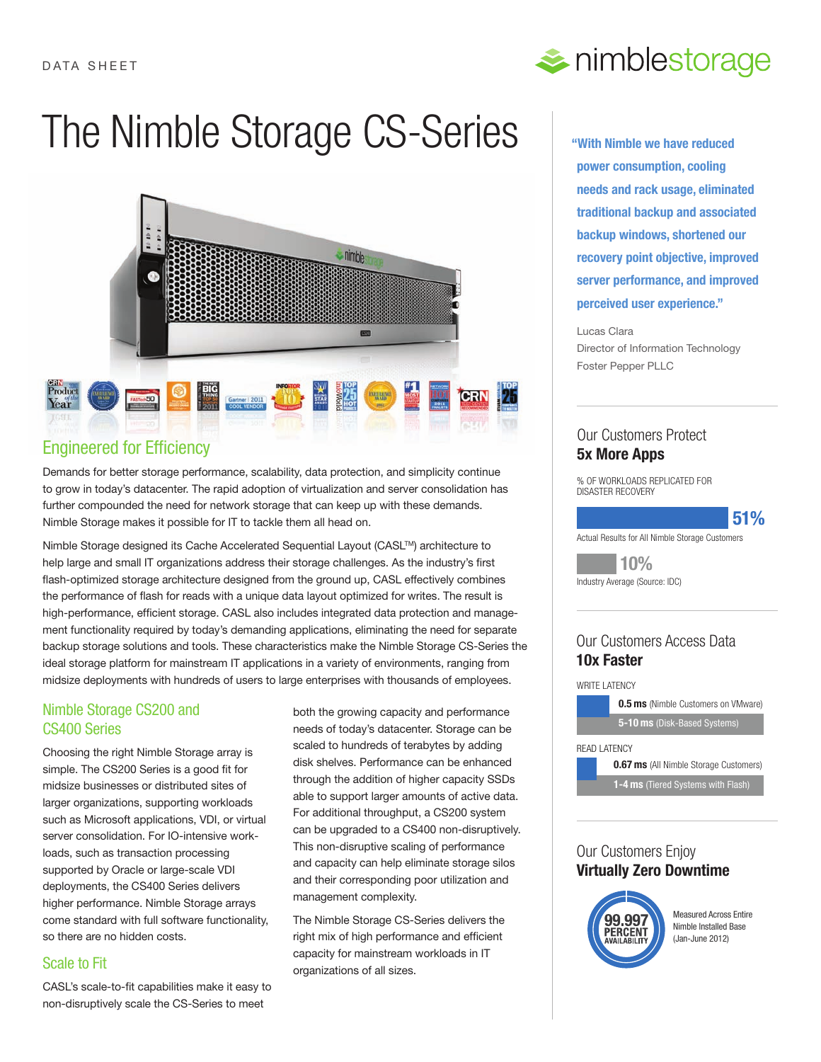DATA SHEET

# The Nimble Storage CS-Series

## Engineered for Efficiency

Demands for better storage performance, scalability, data protection, and simplicity continue to grow in today's datacenter. The rapid adoption of virtualization and server consolidation has further compounded the need for network storage that can keep up with these demands. Nimble Storage makes it possible for IT to tackle them all head on.

Nimble Storage designed its Cache Accelerated Sequential Layout (CASL™) architecture to help large and small IT organizations address their storage challenges. As the industry's first flash-optimized storage architecture designed from the ground up, CASL effectively combines the performance of flash for reads with a unique data layout optimized for writes. The result is high-performance, efficient storage. CASL also includes integrated data protection and management functionality required by today's demanding applications, eliminating the need for separate backup storage solutions and tools. These characteristics make the Nimble Storage CS-Series the ideal storage platform for mainstream IT applications in a variety of environments, ranging from midsize deployments with hundreds of users to large enterprises with thousands of employees.

### Nimble Storage CS200 and CS400 Series

Choosing the right Nimble Storage array is simple. The CS200 Series is a good fit for midsize businesses or distributed sites of larger organizations, supporting workloads such as Microsoft applications, VDI, or virtual server consolidation. For IO-intensive workloads, such as transaction processing supported by Oracle or large-scale VDI deployments, the CS400 Series delivers higher performance. Nimble Storage arrays come standard with full software functionality, so there are no hidden costs.

### Scale to Fit

CASL's scale-to-fit capabilities make it easy to non-disruptively scale the CS-Series to meet both the growing capacity and performance needs of today's datacenter. Storage can be scaled to hundreds of terabytes by adding disk shelves. Performance can be enhanced through the addition of higher capacity SSDs able to support larger amounts of active data. For additional throughput, a CS200 system can be upgraded to a CS400 non-disruptively. This non-disruptive scaling of performance and capacity can help eliminate storage silos and their corresponding poor utilization and management complexity.

The Nimble Storage CS-Series delivers the right mix of high performance and efficient capacity for mainstream workloads in IT organizations of all sizes.

**"With Nimble we have reduced power consumption, cooling needs and rack usage, eliminated traditional backup and associated backup windows, shortened our recovery point objective, improved server performance, and improved perceived user experience."**

Lucas Clara
Director of Information Technology
Foster Pepper PLLC

### Our Customers Protect **5x More Apps**

% OF WORKLOADS REPLICATED FOR DISASTER RECOVERY

**51%** Actual Results for All Nimble Storage Customers

**10%** Industry Average (Source: IDC)

### Our Customers Access Data **10x Faster**

WRITE LATENCY

**0.5 ms** (Nimble Customers on VMware)

**5-10 ms** (Disk-Based Systems)

READ LATENCY

**0.67 ms** (All Nimble Storage Customers)

**1-4 ms** (Tiered Systems with Flash)

### Our Customers Enjoy **Virtually Zero Downtime**

**99.997 PERCENT AVAILABILITY**

Measured Across Entire Nimble Installed Base (Jan-June 2012)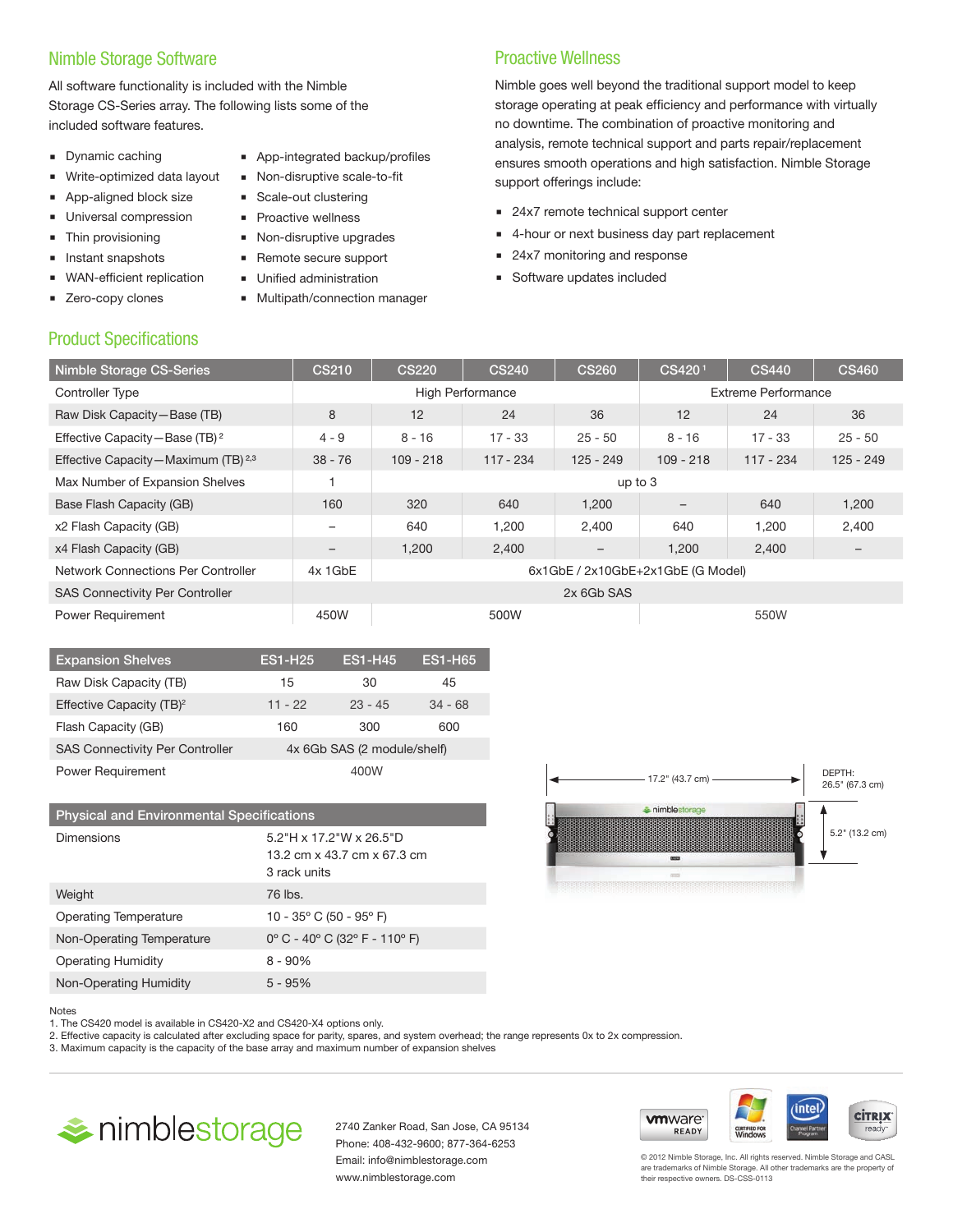## Nimble Storage Software

All software functionality is included with the Nimble Storage CS-Series array. The following lists some of the included software features.

- Dynamic caching
- Write-optimized data layout
- App-aligned block size
- Universal compression
- Thin provisioning
- Instant snapshots
- WAN-efficient replication
- Zero-copy clones
- App-integrated backup/profiles
- Non-disruptive scale-to-fit
- Scale-out clustering
- Proactive wellness
- Non-disruptive upgrades
- Remote secure support
- Unified administration
- Multipath/connection manager

## Proactive Wellness

Nimble goes well beyond the traditional support model to keep storage operating at peak efficiency and performance with virtually no downtime. The combination of proactive monitoring and analysis, remote technical support and parts repair/replacement ensures smooth operations and high satisfaction. Nimble Storage support offerings include:

- 24x7 remote technical support center
- 4-hour or next business day part replacement
- 24x7 monitoring and response
- Software updates included

## Product Specifications

| Nimble Storage CS-Series | CS210 | CS220 | CS240 | CS260 | CS420 [1] | CS440 | CS460 |
|---|---|---|---|---|---|---|---|
| Controller Type | | High Performance | | | Extreme Performance | | |
| Raw Disk Capacity—Base (TB) | 8 | 12 | 24 | 36 | 12 | 24 | 36 |
| Effective Capacity—Base (TB) [2] | 4 - 9 | 8 - 16 | 17 - 33 | 25 - 50 | 8 - 16 | 17 - 33 | 25 - 50 |
| Effective Capacity—Maximum (TB) [2,3] | 38 - 76 | 109 - 218 | 117 - 234 | 125 - 249 | 109 - 218 | 117 - 234 | 125 - 249 |
| Max Number of Expansion Shelves | 1 | up to 3 | | | | | |
| Base Flash Capacity (GB) | 160 | 320 | 640 | 1,200 | – | 640 | 1,200 |
| x2 Flash Capacity (GB) | – | 640 | 1,200 | 2,400 | 640 | 1,200 | 2,400 |
| x4 Flash Capacity (GB) | – | 1,200 | 2,400 | – | 1,200 | 2,400 | – |
| Network Connections Per Controller | 4x 1GbE | 6x1GbE / 2x10GbE+2x1GbE (G Model) | | | | | |
| SAS Connectivity Per Controller | 2x 6Gb SAS | | | | | | |
| Power Requirement | 450W | 500W | | | 550W | | |

| Expansion Shelves | ES1-H25 | ES1-H45 | ES1-H65 |
|---|---|---|---|
| Raw Disk Capacity (TB) | 15 | 30 | 45 |
| Effective Capacity (TB) [2] | 11 - 22 | 23 - 45 | 34 - 68 |
| Flash Capacity (GB) | 160 | 300 | 600 |
| SAS Connectivity Per Controller | 4x 6Gb SAS (2 module/shelf) | | |
| Power Requirement | 400W | | |

| Physical and Environmental Specifications | |
|---|---|
| Dimensions | 5.2"H x 17.2"W x 26.5"D<br>13.2 cm x 43.7 cm x 67.3 cm<br>3 rack units |
| Weight | 76 lbs. |
| Operating Temperature | 10 - 35° C (50 - 95° F) |
| Non-Operating Temperature | 0° C - 40° C (32° F - 110° F) |
| Operating Humidity | 8 - 90% |
| Non-Operating Humidity | 5 - 95% |

17.2" (43.7 cm)
DEPTH: 26.5" (67.3 cm)
5.2" (13.2 cm)

Notes
1. The CS420 model is available in CS420-X2 and CS420-X4 options only.
2. Effective capacity is calculated after excluding space for parity, spares, and system overhead; the range represents 0x to 2x compression.
3. Maximum capacity is the capacity of the base array and maximum number of expansion shelves

nimblestorage

2740 Zanker Road, San Jose, CA 95134
Phone: 408-432-9600; 877-364-6253
Email: info@nimblestorage.com
www.nimblestorage.com

© 2012 Nimble Storage, Inc. All rights reserved. Nimble Storage and CASL are trademarks of Nimble Storage. All other trademarks are the property of their respective owners. DS-CSS-0113